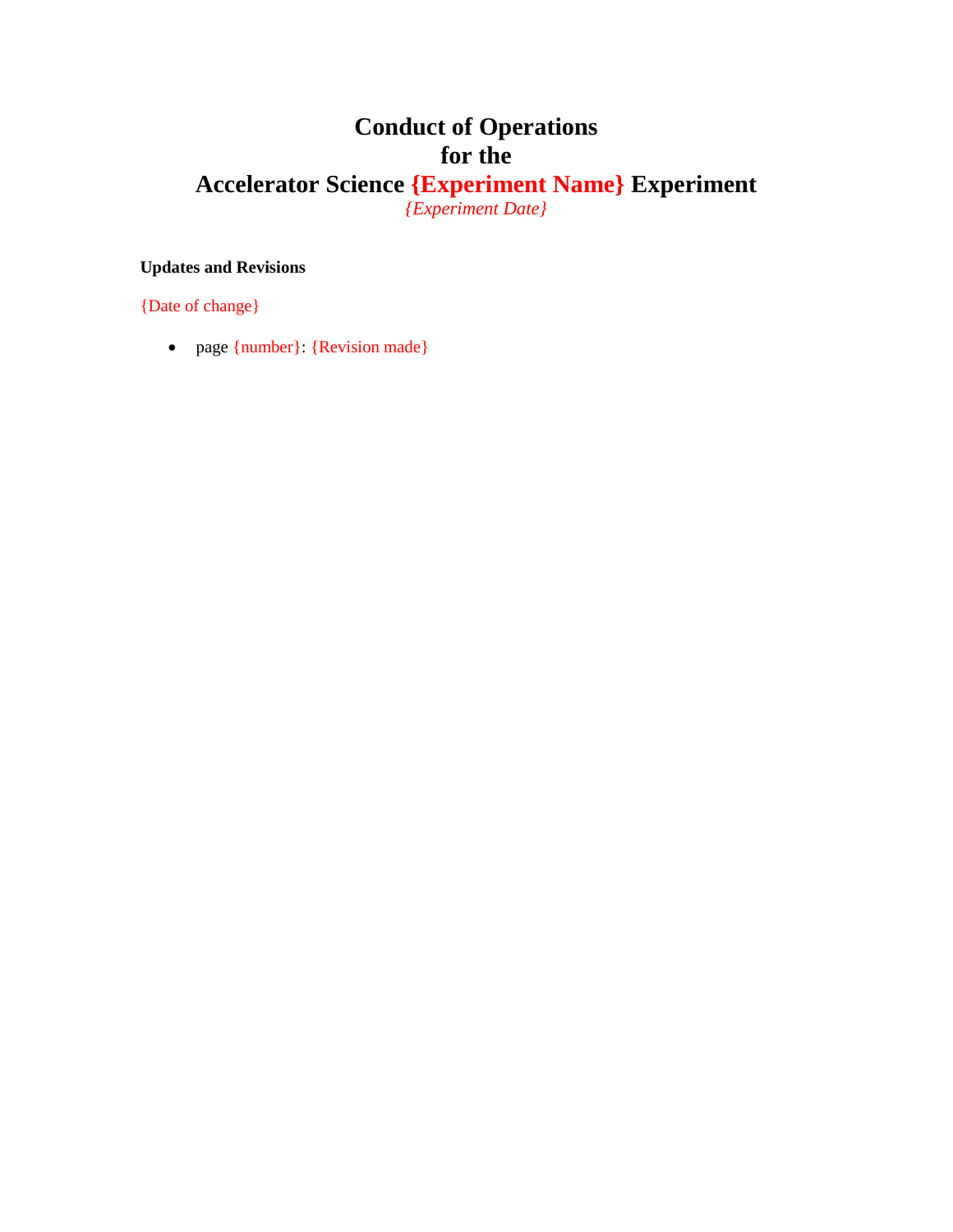# Conduct of Operations
# for the
# Accelerator Science {Experiment Name} Experiment

*{Experiment Date}*

**Updates and Revisions**

{Date of change}

- page {number}: {Revision made}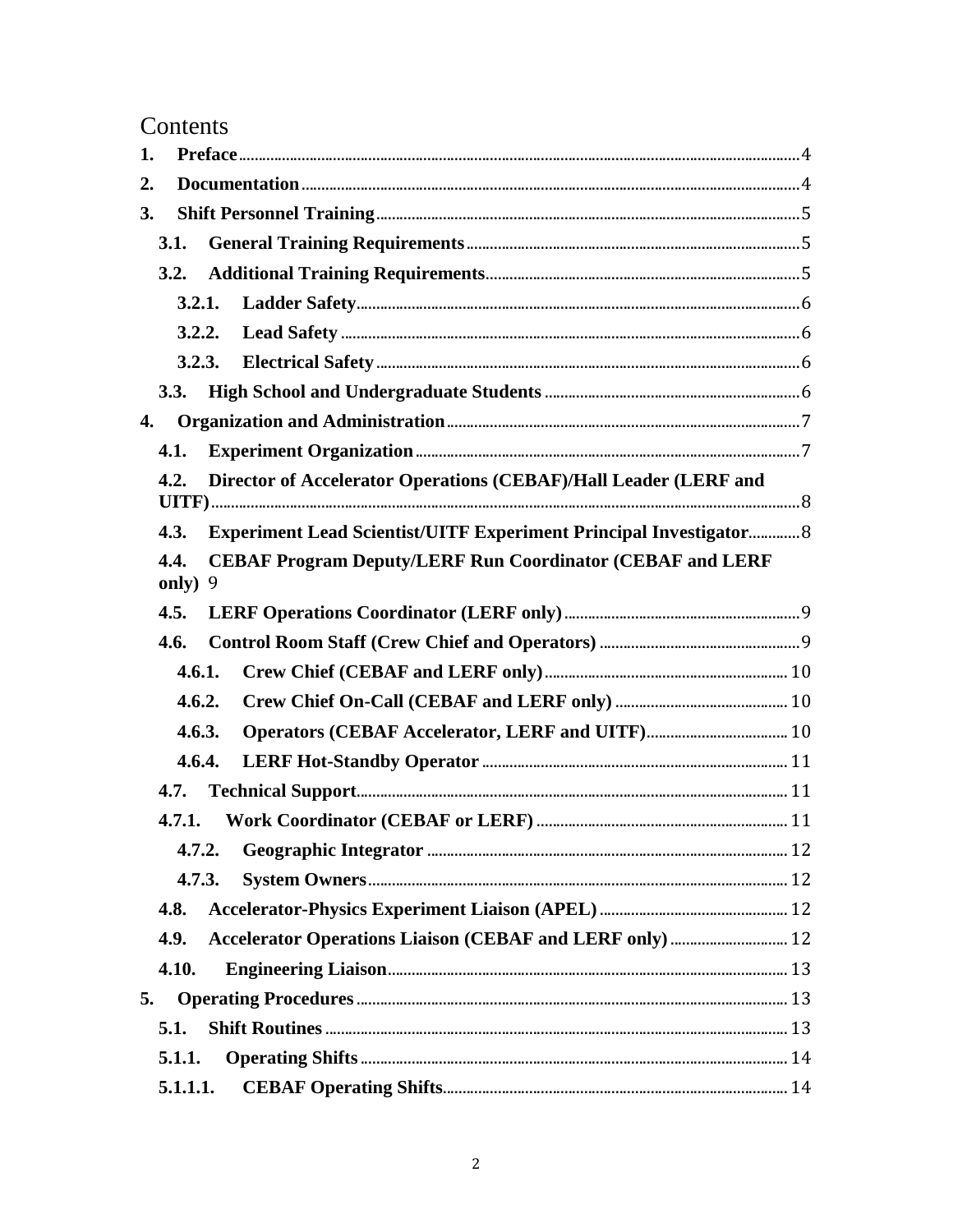# Contents

- **1. Preface** ... 4
- **2. Documentation** ... 4
- **3. Shift Personnel Training** ... 5
  - **3.1. General Training Requirements** ... 5
  - **3.2. Additional Training Requirements** ... 5
    - **3.2.1. Ladder Safety** ... 6
    - **3.2.2. Lead Safety** ... 6
    - **3.2.3. Electrical Safety** ... 6
  - **3.3. High School and Undergraduate Students** ... 6
- **4. Organization and Administration** ... 7
  - **4.1. Experiment Organization** ... 7
  - **4.2. Director of Accelerator Operations (CEBAF)/Hall Leader (LERF and UITF)** ... 8
  - **4.3. Experiment Lead Scientist/UITF Experiment Principal Investigator** ... 8
  - **4.4. CEBAF Program Deputy/LERF Run Coordinator (CEBAF and LERF only)** 9
  - **4.5. LERF Operations Coordinator (LERF only)** ... 9
  - **4.6. Control Room Staff (Crew Chief and Operators)** ... 9
    - **4.6.1. Crew Chief (CEBAF and LERF only)** ... 10
    - **4.6.2. Crew Chief On-Call (CEBAF and LERF only)** ... 10
    - **4.6.3. Operators (CEBAF Accelerator, LERF and UITF)** ... 10
    - **4.6.4. LERF Hot-Standby Operator** ... 11
  - **4.7. Technical Support** ... 11
    - **4.7.1. Work Coordinator (CEBAF or LERF)** ... 11
    - **4.7.2. Geographic Integrator** ... 12
    - **4.7.3. System Owners** ... 12
  - **4.8. Accelerator-Physics Experiment Liaison (APEL)** ... 12
  - **4.9. Accelerator Operations Liaison (CEBAF and LERF only)** ... 12
  - **4.10. Engineering Liaison** ... 13
- **5. Operating Procedures** ... 13
  - **5.1. Shift Routines** ... 13
    - **5.1.1. Operating Shifts** ... 14
      - **5.1.1.1. CEBAF Operating Shifts** ... 14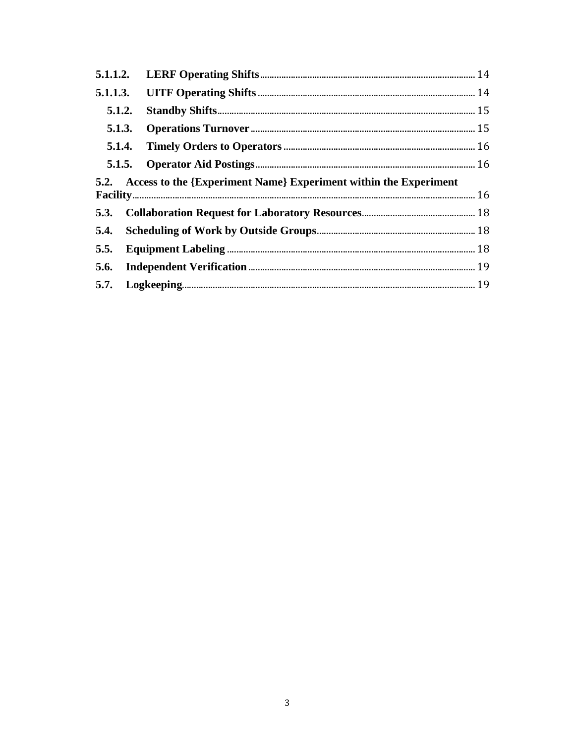**5.1.1.2. LERF Operating Shifts** ........ 14

**5.1.1.3. UITF Operating Shifts** ........ 14

**5.1.2. Standby Shifts** ........ 15

**5.1.3. Operations Turnover** ........ 15

**5.1.4. Timely Orders to Operators** ........ 16

**5.1.5. Operator Aid Postings** ........ 16

**5.2. Access to the {Experiment Name} Experiment within the Experiment Facility** ........ 16

**5.3. Collaboration Request for Laboratory Resources** ........ 18

**5.4. Scheduling of Work by Outside Groups** ........ 18

**5.5. Equipment Labeling** ........ 18

**5.6. Independent Verification** ........ 19

**5.7. Logkeeping** ........ 19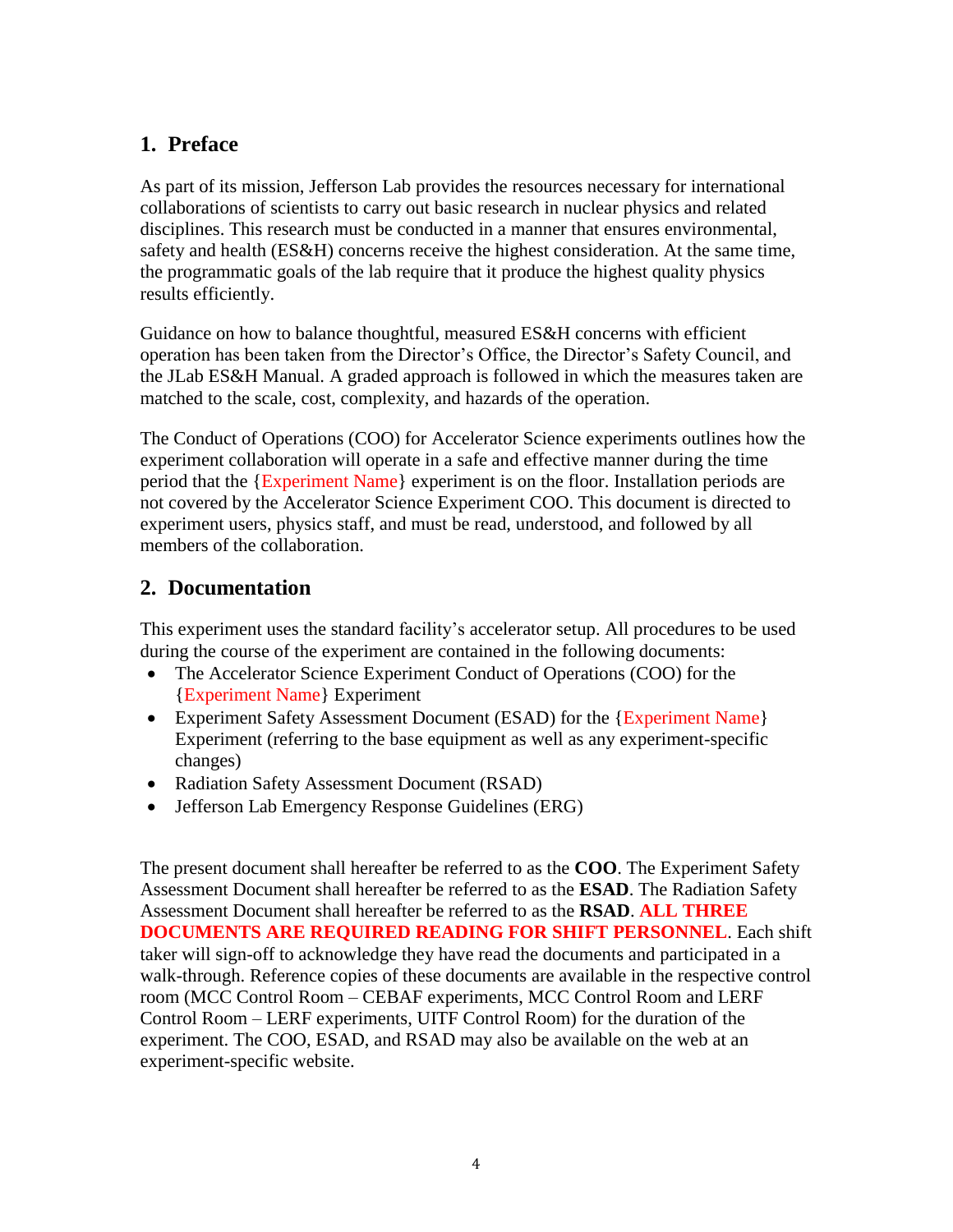## 1. Preface

As part of its mission, Jefferson Lab provides the resources necessary for international collaborations of scientists to carry out basic research in nuclear physics and related disciplines. This research must be conducted in a manner that ensures environmental, safety and health (ES&H) concerns receive the highest consideration. At the same time, the programmatic goals of the lab require that it produce the highest quality physics results efficiently.

Guidance on how to balance thoughtful, measured ES&H concerns with efficient operation has been taken from the Director's Office, the Director's Safety Council, and the JLab ES&H Manual. A graded approach is followed in which the measures taken are matched to the scale, cost, complexity, and hazards of the operation.

The Conduct of Operations (COO) for Accelerator Science experiments outlines how the experiment collaboration will operate in a safe and effective manner during the time period that the {Experiment Name} experiment is on the floor. Installation periods are not covered by the Accelerator Science Experiment COO. This document is directed to experiment users, physics staff, and must be read, understood, and followed by all members of the collaboration.

## 2. Documentation

This experiment uses the standard facility's accelerator setup. All procedures to be used during the course of the experiment are contained in the following documents:

- The Accelerator Science Experiment Conduct of Operations (COO) for the {Experiment Name} Experiment
- Experiment Safety Assessment Document (ESAD) for the {Experiment Name} Experiment (referring to the base equipment as well as any experiment-specific changes)
- Radiation Safety Assessment Document (RSAD)
- Jefferson Lab Emergency Response Guidelines (ERG)

The present document shall hereafter be referred to as the **COO**. The Experiment Safety Assessment Document shall hereafter be referred to as the **ESAD**. The Radiation Safety Assessment Document shall hereafter be referred to as the **RSAD**. **ALL THREE DOCUMENTS ARE REQUIRED READING FOR SHIFT PERSONNEL**. Each shift taker will sign-off to acknowledge they have read the documents and participated in a walk-through. Reference copies of these documents are available in the respective control room (MCC Control Room – CEBAF experiments, MCC Control Room and LERF Control Room – LERF experiments, UITF Control Room) for the duration of the experiment. The COO, ESAD, and RSAD may also be available on the web at an experiment-specific website.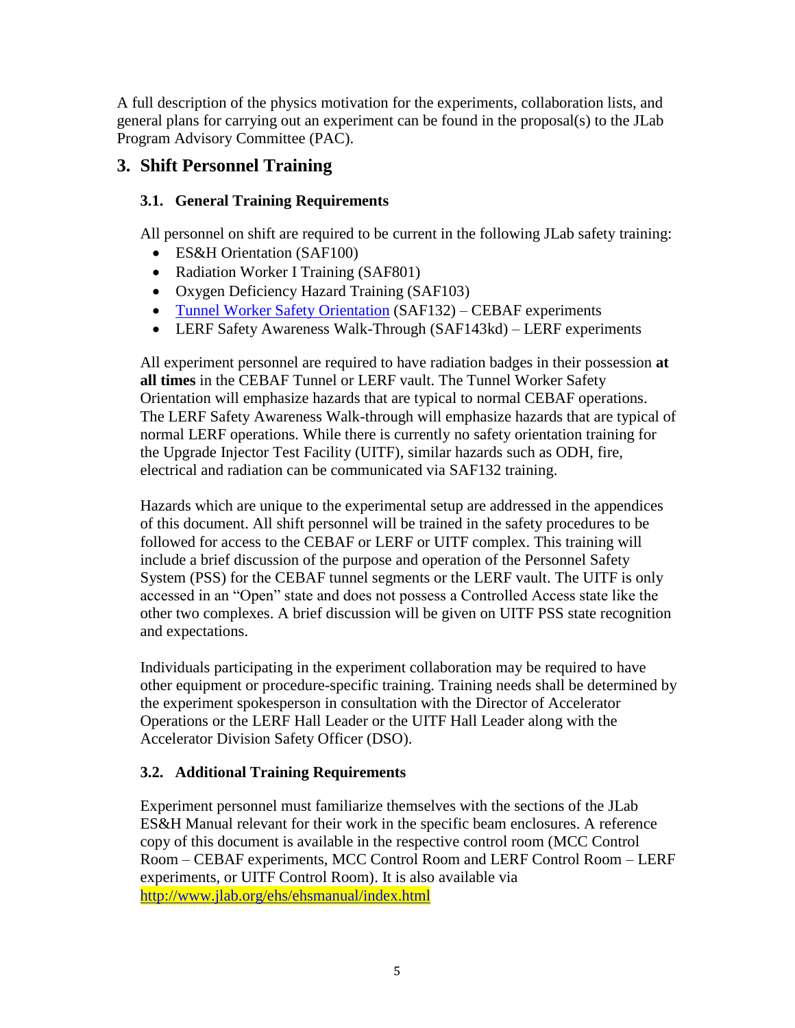A full description of the physics motivation for the experiments, collaboration lists, and general plans for carrying out an experiment can be found in the proposal(s) to the JLab Program Advisory Committee (PAC).

## 3. Shift Personnel Training

### 3.1. General Training Requirements

All personnel on shift are required to be current in the following JLab safety training:

- ES&H Orientation (SAF100)
- Radiation Worker I Training (SAF801)
- Oxygen Deficiency Hazard Training (SAF103)
- [Tunnel Worker Safety Orientation](#) (SAF132) – CEBAF experiments
- LERF Safety Awareness Walk-Through (SAF143kd) – LERF experiments

All experiment personnel are required to have radiation badges in their possession **at all times** in the CEBAF Tunnel or LERF vault. The Tunnel Worker Safety Orientation will emphasize hazards that are typical to normal CEBAF operations. The LERF Safety Awareness Walk-through will emphasize hazards that are typical of normal LERF operations. While there is currently no safety orientation training for the Upgrade Injector Test Facility (UITF), similar hazards such as ODH, fire, electrical and radiation can be communicated via SAF132 training.

Hazards which are unique to the experimental setup are addressed in the appendices of this document. All shift personnel will be trained in the safety procedures to be followed for access to the CEBAF or LERF or UITF complex. This training will include a brief discussion of the purpose and operation of the Personnel Safety System (PSS) for the CEBAF tunnel segments or the LERF vault. The UITF is only accessed in an "Open" state and does not possess a Controlled Access state like the other two complexes. A brief discussion will be given on UITF PSS state recognition and expectations.

Individuals participating in the experiment collaboration may be required to have other equipment or procedure-specific training. Training needs shall be determined by the experiment spokesperson in consultation with the Director of Accelerator Operations or the LERF Hall Leader or the UITF Hall Leader along with the Accelerator Division Safety Officer (DSO).

### 3.2. Additional Training Requirements

Experiment personnel must familiarize themselves with the sections of the JLab ES&H Manual relevant for their work in the specific beam enclosures. A reference copy of this document is available in the respective control room (MCC Control Room – CEBAF experiments, MCC Control Room and LERF Control Room – LERF experiments, or UITF Control Room). It is also available via http://www.jlab.org/ehs/ehsmanual/index.html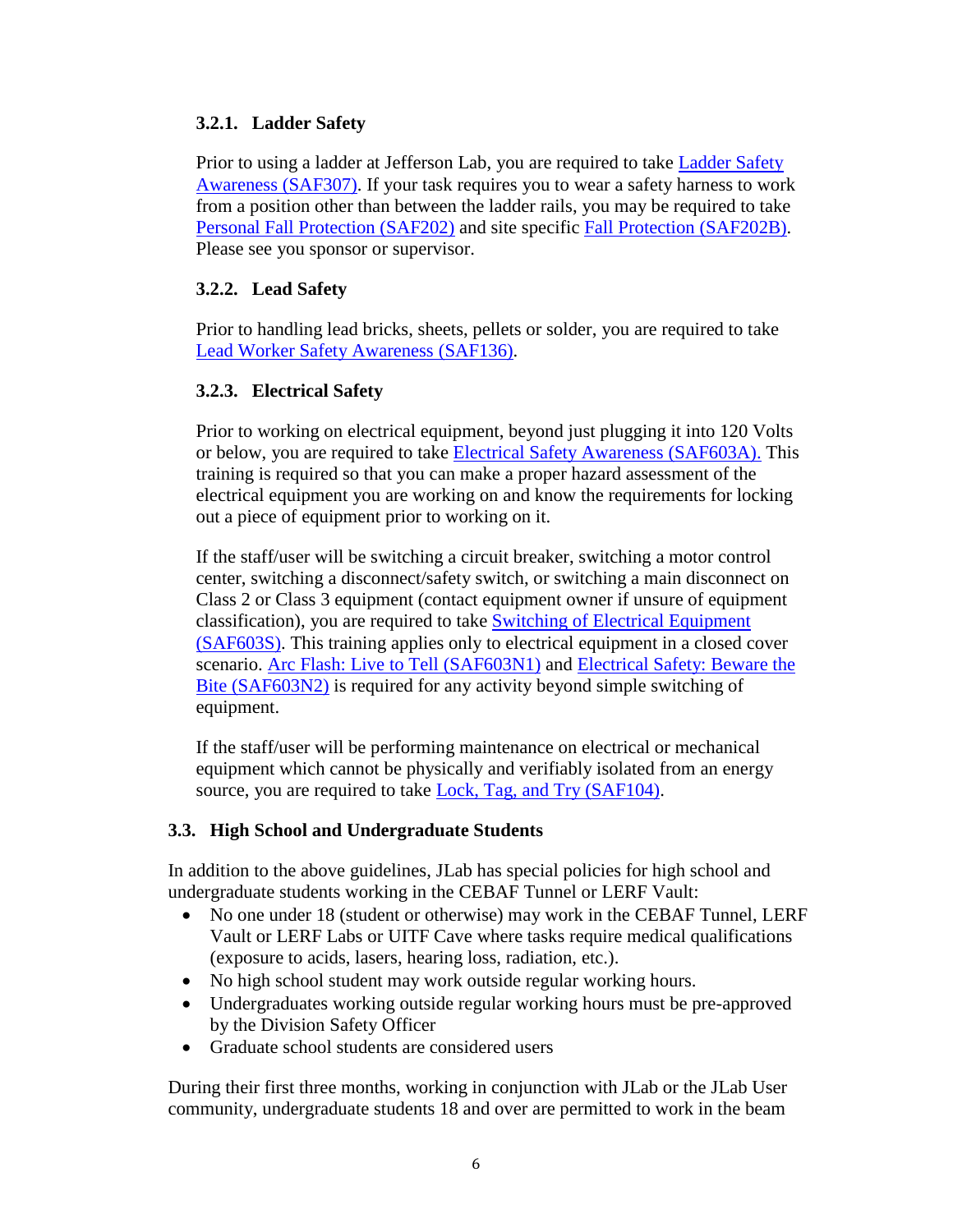### 3.2.1. Ladder Safety

Prior to using a ladder at Jefferson Lab, you are required to take Ladder Safety Awareness (SAF307). If your task requires you to wear a safety harness to work from a position other than between the ladder rails, you may be required to take Personal Fall Protection (SAF202) and site specific Fall Protection (SAF202B). Please see you sponsor or supervisor.

### 3.2.2. Lead Safety

Prior to handling lead bricks, sheets, pellets or solder, you are required to take Lead Worker Safety Awareness (SAF136).

### 3.2.3. Electrical Safety

Prior to working on electrical equipment, beyond just plugging it into 120 Volts or below, you are required to take Electrical Safety Awareness (SAF603A). This training is required so that you can make a proper hazard assessment of the electrical equipment you are working on and know the requirements for locking out a piece of equipment prior to working on it.

If the staff/user will be switching a circuit breaker, switching a motor control center, switching a disconnect/safety switch, or switching a main disconnect on Class 2 or Class 3 equipment (contact equipment owner if unsure of equipment classification), you are required to take Switching of Electrical Equipment (SAF603S). This training applies only to electrical equipment in a closed cover scenario. Arc Flash: Live to Tell (SAF603N1) and Electrical Safety: Beware the Bite (SAF603N2) is required for any activity beyond simple switching of equipment.

If the staff/user will be performing maintenance on electrical or mechanical equipment which cannot be physically and verifiably isolated from an energy source, you are required to take Lock, Tag, and Try (SAF104).

## 3.3. High School and Undergraduate Students

In addition to the above guidelines, JLab has special policies for high school and undergraduate students working in the CEBAF Tunnel or LERF Vault:

- No one under 18 (student or otherwise) may work in the CEBAF Tunnel, LERF Vault or LERF Labs or UITF Cave where tasks require medical qualifications (exposure to acids, lasers, hearing loss, radiation, etc.).
- No high school student may work outside regular working hours.
- Undergraduates working outside regular working hours must be pre-approved by the Division Safety Officer
- Graduate school students are considered users

During their first three months, working in conjunction with JLab or the JLab User community, undergraduate students 18 and over are permitted to work in the beam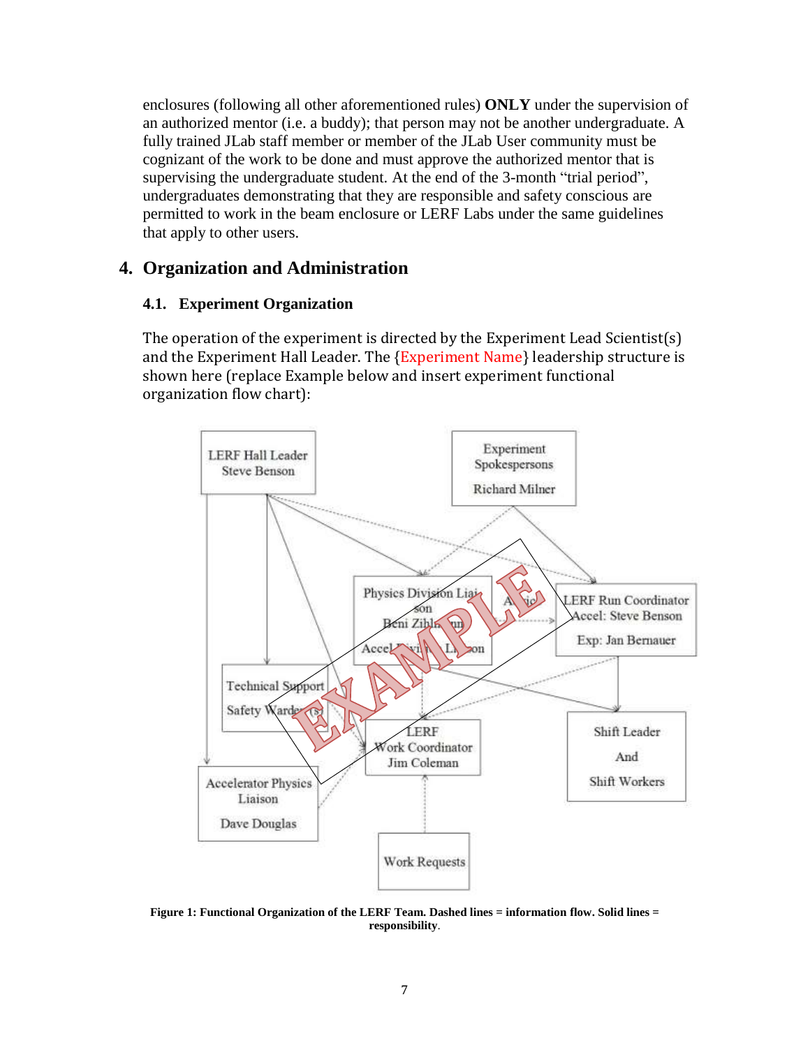enclosures (following all other aforementioned rules) **ONLY** under the supervision of an authorized mentor (i.e. a buddy); that person may not be another undergraduate. A fully trained JLab staff member or member of the JLab User community must be cognizant of the work to be done and must approve the authorized mentor that is supervising the undergraduate student. At the end of the 3-month "trial period", undergraduates demonstrating that they are responsible and safety conscious are permitted to work in the beam enclosure or LERF Labs under the same guidelines that apply to other users.

## 4. Organization and Administration

### 4.1. Experiment Organization

The operation of the experiment is directed by the Experiment Lead Scientist(s) and the Experiment Hall Leader. The {Experiment Name} leadership structure is shown here (replace Example below and insert experiment functional organization flow chart):

**Figure 1: Functional Organization of the LERF Team. Dashed lines = information flow. Solid lines = responsibility.**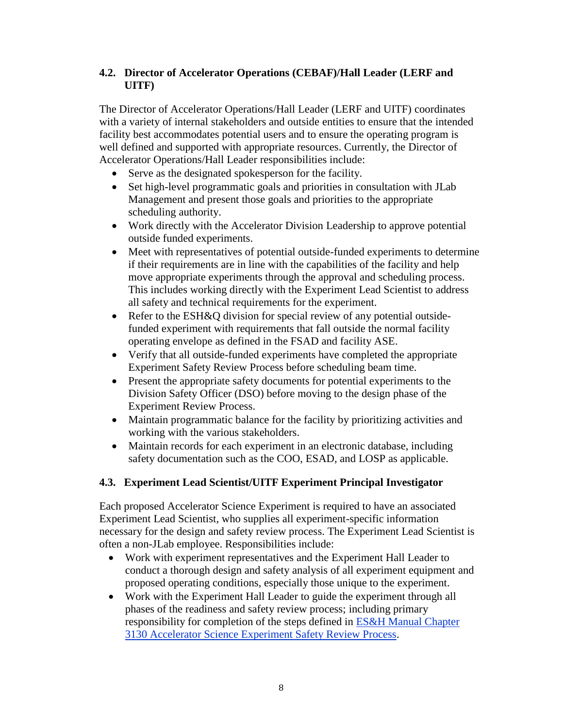### 4.2. Director of Accelerator Operations (CEBAF)/Hall Leader (LERF and UITF)

The Director of Accelerator Operations/Hall Leader (LERF and UITF) coordinates with a variety of internal stakeholders and outside entities to ensure that the intended facility best accommodates potential users and to ensure the operating program is well defined and supported with appropriate resources. Currently, the Director of Accelerator Operations/Hall Leader responsibilities include:

- Serve as the designated spokesperson for the facility.
- Set high-level programmatic goals and priorities in consultation with JLab Management and present those goals and priorities to the appropriate scheduling authority.
- Work directly with the Accelerator Division Leadership to approve potential outside funded experiments.
- Meet with representatives of potential outside-funded experiments to determine if their requirements are in line with the capabilities of the facility and help move appropriate experiments through the approval and scheduling process. This includes working directly with the Experiment Lead Scientist to address all safety and technical requirements for the experiment.
- Refer to the ESH&Q division for special review of any potential outside-funded experiment with requirements that fall outside the normal facility operating envelope as defined in the FSAD and facility ASE.
- Verify that all outside-funded experiments have completed the appropriate Experiment Safety Review Process before scheduling beam time.
- Present the appropriate safety documents for potential experiments to the Division Safety Officer (DSO) before moving to the design phase of the Experiment Review Process.
- Maintain programmatic balance for the facility by prioritizing activities and working with the various stakeholders.
- Maintain records for each experiment in an electronic database, including safety documentation such as the COO, ESAD, and LOSP as applicable.

### 4.3. Experiment Lead Scientist/UITF Experiment Principal Investigator

Each proposed Accelerator Science Experiment is required to have an associated Experiment Lead Scientist, who supplies all experiment-specific information necessary for the design and safety review process. The Experiment Lead Scientist is often a non-JLab employee. Responsibilities include:

- Work with experiment representatives and the Experiment Hall Leader to conduct a thorough design and safety analysis of all experiment equipment and proposed operating conditions, especially those unique to the experiment.
- Work with the Experiment Hall Leader to guide the experiment through all phases of the readiness and safety review process; including primary responsibility for completion of the steps defined in [ES&H Manual Chapter 3130 Accelerator Science Experiment Safety Review Process](ES&H Manual Chapter 3130 Accelerator Science Experiment Safety Review Process).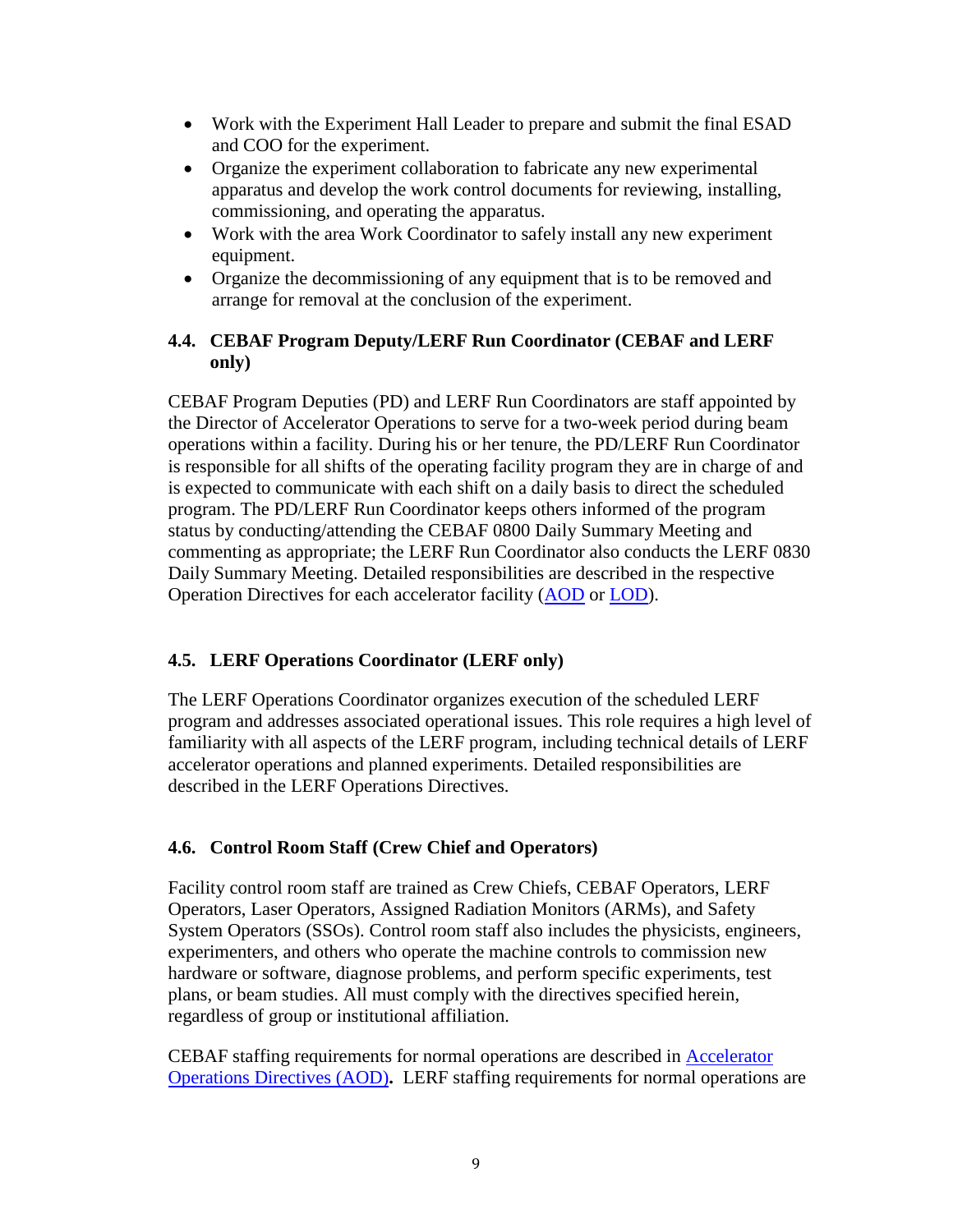- Work with the Experiment Hall Leader to prepare and submit the final ESAD and COO for the experiment.
- Organize the experiment collaboration to fabricate any new experimental apparatus and develop the work control documents for reviewing, installing, commissioning, and operating the apparatus.
- Work with the area Work Coordinator to safely install any new experiment equipment.
- Organize the decommissioning of any equipment that is to be removed and arrange for removal at the conclusion of the experiment.

### 4.4. CEBAF Program Deputy/LERF Run Coordinator (CEBAF and LERF only)

CEBAF Program Deputies (PD) and LERF Run Coordinators are staff appointed by the Director of Accelerator Operations to serve for a two-week period during beam operations within a facility. During his or her tenure, the PD/LERF Run Coordinator is responsible for all shifts of the operating facility program they are in charge of and is expected to communicate with each shift on a daily basis to direct the scheduled program. The PD/LERF Run Coordinator keeps others informed of the program status by conducting/attending the CEBAF 0800 Daily Summary Meeting and commenting as appropriate; the LERF Run Coordinator also conducts the LERF 0830 Daily Summary Meeting. Detailed responsibilities are described in the respective Operation Directives for each accelerator facility (AOD or LOD).

### 4.5. LERF Operations Coordinator (LERF only)

The LERF Operations Coordinator organizes execution of the scheduled LERF program and addresses associated operational issues. This role requires a high level of familiarity with all aspects of the LERF program, including technical details of LERF accelerator operations and planned experiments. Detailed responsibilities are described in the LERF Operations Directives.

### 4.6. Control Room Staff (Crew Chief and Operators)

Facility control room staff are trained as Crew Chiefs, CEBAF Operators, LERF Operators, Laser Operators, Assigned Radiation Monitors (ARMs), and Safety System Operators (SSOs). Control room staff also includes the physicists, engineers, experimenters, and others who operate the machine controls to commission new hardware or software, diagnose problems, and perform specific experiments, test plans, or beam studies. All must comply with the directives specified herein, regardless of group or institutional affiliation.

CEBAF staffing requirements for normal operations are described in Accelerator Operations Directives (AOD)**.** LERF staffing requirements for normal operations are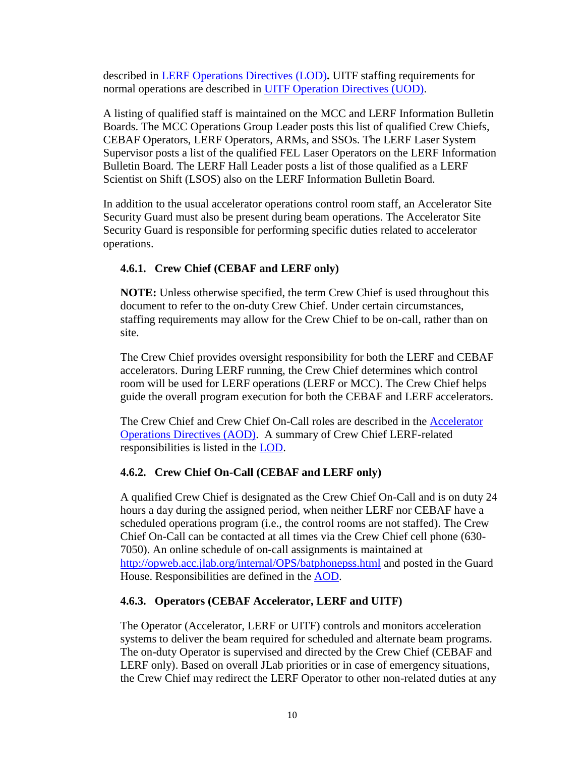described in [LERF Operations Directives (LOD)](). UITF staffing requirements for normal operations are described in [UITF Operation Directives (UOD)]().

A listing of qualified staff is maintained on the MCC and LERF Information Bulletin Boards. The MCC Operations Group Leader posts this list of qualified Crew Chiefs, CEBAF Operators, LERF Operators, ARMs, and SSOs. The LERF Laser System Supervisor posts a list of the qualified FEL Laser Operators on the LERF Information Bulletin Board. The LERF Hall Leader posts a list of those qualified as a LERF Scientist on Shift (LSOS) also on the LERF Information Bulletin Board.

In addition to the usual accelerator operations control room staff, an Accelerator Site Security Guard must also be present during beam operations. The Accelerator Site Security Guard is responsible for performing specific duties related to accelerator operations.

### 4.6.1. Crew Chief (CEBAF and LERF only)

**NOTE:** Unless otherwise specified, the term Crew Chief is used throughout this document to refer to the on-duty Crew Chief. Under certain circumstances, staffing requirements may allow for the Crew Chief to be on-call, rather than on site.

The Crew Chief provides oversight responsibility for both the LERF and CEBAF accelerators. During LERF running, the Crew Chief determines which control room will be used for LERF operations (LERF or MCC). The Crew Chief helps guide the overall program execution for both the CEBAF and LERF accelerators.

The Crew Chief and Crew Chief On-Call roles are described in the [Accelerator Operations Directives (AOD)](). A summary of Crew Chief LERF-related responsibilities is listed in the [LOD]().

### 4.6.2. Crew Chief On-Call (CEBAF and LERF only)

A qualified Crew Chief is designated as the Crew Chief On-Call and is on duty 24 hours a day during the assigned period, when neither LERF nor CEBAF have a scheduled operations program (i.e., the control rooms are not staffed). The Crew Chief On-Call can be contacted at all times via the Crew Chief cell phone (630-7050). An online schedule of on-call assignments is maintained at [http://opweb.acc.jlab.org/internal/OPS/batphonepss.html](http://opweb.acc.jlab.org/internal/OPS/batphonepss.html) and posted in the Guard House. Responsibilities are defined in the [AOD]().

### 4.6.3. Operators (CEBAF Accelerator, LERF and UITF)

The Operator (Accelerator, LERF or UITF) controls and monitors acceleration systems to deliver the beam required for scheduled and alternate beam programs. The on-duty Operator is supervised and directed by the Crew Chief (CEBAF and LERF only). Based on overall JLab priorities or in case of emergency situations, the Crew Chief may redirect the LERF Operator to other non-related duties at any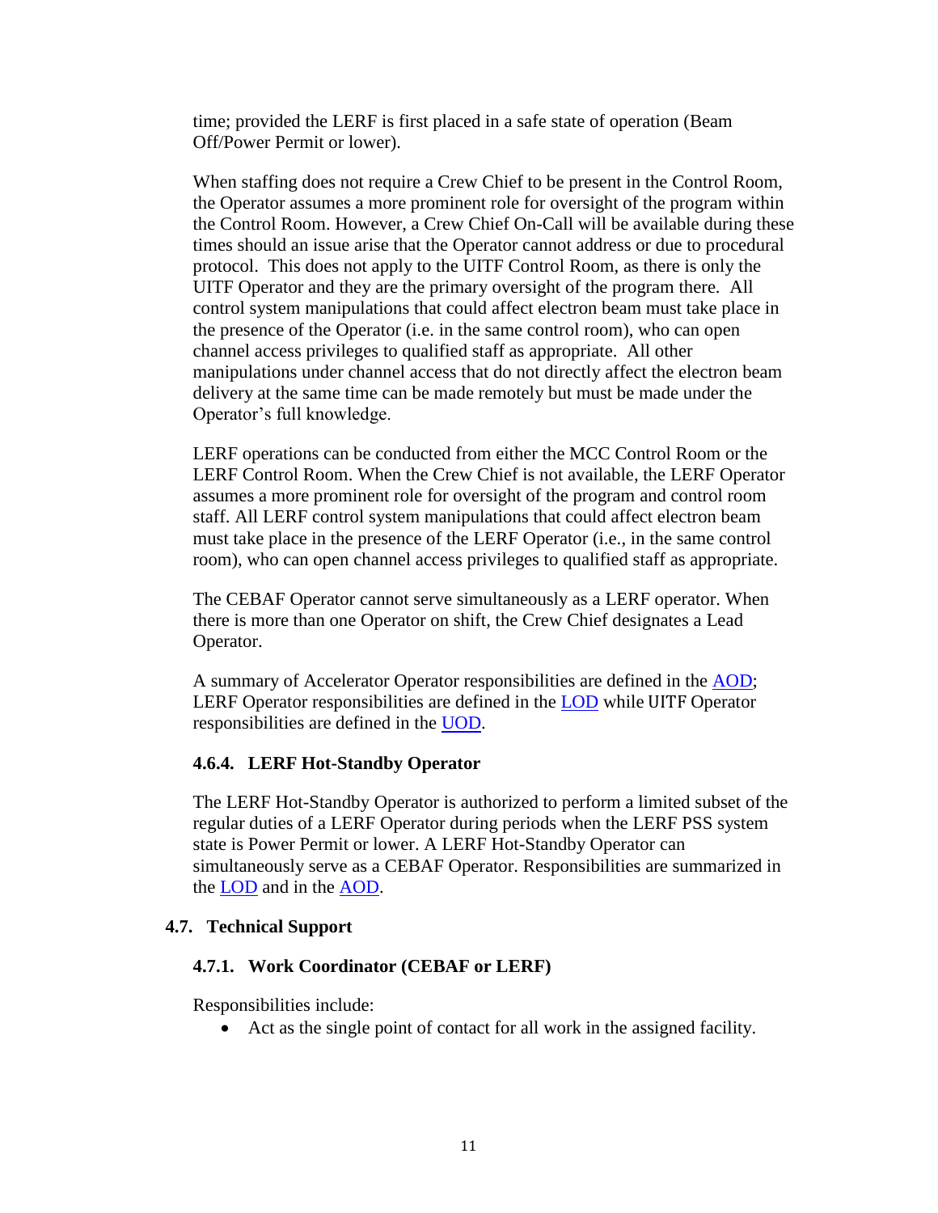time; provided the LERF is first placed in a safe state of operation (Beam Off/Power Permit or lower).

When staffing does not require a Crew Chief to be present in the Control Room, the Operator assumes a more prominent role for oversight of the program within the Control Room. However, a Crew Chief On-Call will be available during these times should an issue arise that the Operator cannot address or due to procedural protocol. This does not apply to the UITF Control Room, as there is only the UITF Operator and they are the primary oversight of the program there. All control system manipulations that could affect electron beam must take place in the presence of the Operator (i.e. in the same control room), who can open channel access privileges to qualified staff as appropriate. All other manipulations under channel access that do not directly affect the electron beam delivery at the same time can be made remotely but must be made under the Operator's full knowledge.

LERF operations can be conducted from either the MCC Control Room or the LERF Control Room. When the Crew Chief is not available, the LERF Operator assumes a more prominent role for oversight of the program and control room staff. All LERF control system manipulations that could affect electron beam must take place in the presence of the LERF Operator (i.e., in the same control room), who can open channel access privileges to qualified staff as appropriate.

The CEBAF Operator cannot serve simultaneously as a LERF operator. When there is more than one Operator on shift, the Crew Chief designates a Lead Operator.

A summary of Accelerator Operator responsibilities are defined in the AOD; LERF Operator responsibilities are defined in the LOD while UITF Operator responsibilities are defined in the UOD.

#### 4.6.4. LERF Hot-Standby Operator

The LERF Hot-Standby Operator is authorized to perform a limited subset of the regular duties of a LERF Operator during periods when the LERF PSS system state is Power Permit or lower. A LERF Hot-Standby Operator can simultaneously serve as a CEBAF Operator. Responsibilities are summarized in the LOD and in the AOD.

### 4.7. Technical Support

#### 4.7.1. Work Coordinator (CEBAF or LERF)

Responsibilities include:

- Act as the single point of contact for all work in the assigned facility.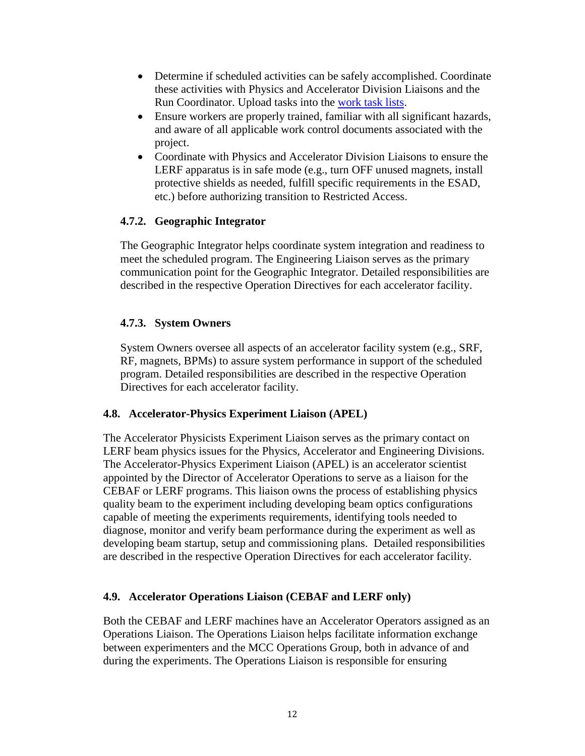- Determine if scheduled activities can be safely accomplished. Coordinate these activities with Physics and Accelerator Division Liaisons and the Run Coordinator. Upload tasks into the [work task lists](work task lists).
- Ensure workers are properly trained, familiar with all significant hazards, and aware of all applicable work control documents associated with the project.
- Coordinate with Physics and Accelerator Division Liaisons to ensure the LERF apparatus is in safe mode (e.g., turn OFF unused magnets, install protective shields as needed, fulfill specific requirements in the ESAD, etc.) before authorizing transition to Restricted Access.

#### 4.7.2. Geographic Integrator

The Geographic Integrator helps coordinate system integration and readiness to meet the scheduled program. The Engineering Liaison serves as the primary communication point for the Geographic Integrator. Detailed responsibilities are described in the respective Operation Directives for each accelerator facility.

#### 4.7.3. System Owners

System Owners oversee all aspects of an accelerator facility system (e.g., SRF, RF, magnets, BPMs) to assure system performance in support of the scheduled program. Detailed responsibilities are described in the respective Operation Directives for each accelerator facility.

### 4.8. Accelerator-Physics Experiment Liaison (APEL)

The Accelerator Physicists Experiment Liaison serves as the primary contact on LERF beam physics issues for the Physics, Accelerator and Engineering Divisions. The Accelerator-Physics Experiment Liaison (APEL) is an accelerator scientist appointed by the Director of Accelerator Operations to serve as a liaison for the CEBAF or LERF programs. This liaison owns the process of establishing physics quality beam to the experiment including developing beam optics configurations capable of meeting the experiments requirements, identifying tools needed to diagnose, monitor and verify beam performance during the experiment as well as developing beam startup, setup and commissioning plans. Detailed responsibilities are described in the respective Operation Directives for each accelerator facility.

### 4.9. Accelerator Operations Liaison (CEBAF and LERF only)

Both the CEBAF and LERF machines have an Accelerator Operators assigned as an Operations Liaison. The Operations Liaison helps facilitate information exchange between experimenters and the MCC Operations Group, both in advance of and during the experiments. The Operations Liaison is responsible for ensuring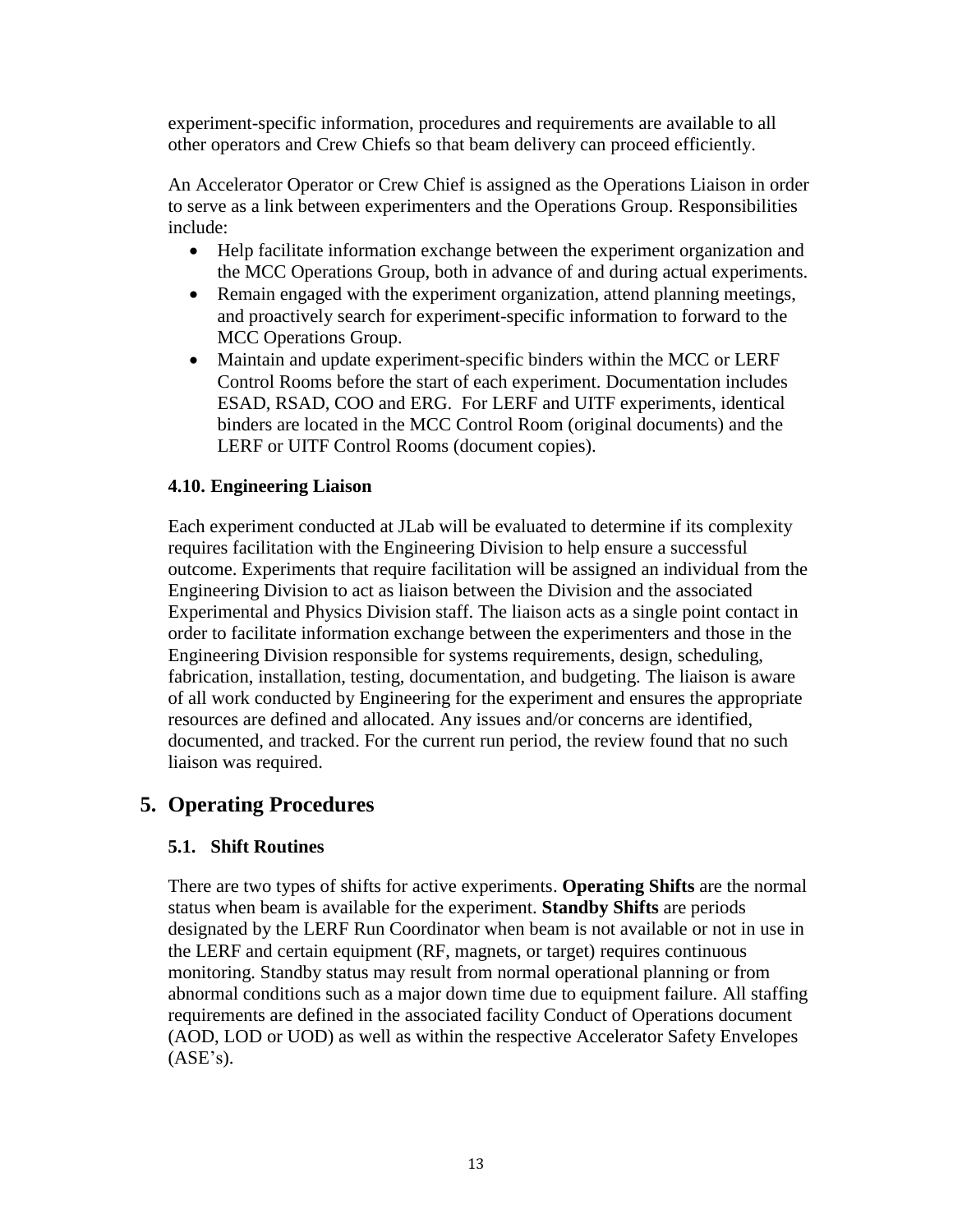experiment-specific information, procedures and requirements are available to all other operators and Crew Chiefs so that beam delivery can proceed efficiently.

An Accelerator Operator or Crew Chief is assigned as the Operations Liaison in order to serve as a link between experimenters and the Operations Group. Responsibilities include:

- Help facilitate information exchange between the experiment organization and the MCC Operations Group, both in advance of and during actual experiments.
- Remain engaged with the experiment organization, attend planning meetings, and proactively search for experiment-specific information to forward to the MCC Operations Group.
- Maintain and update experiment-specific binders within the MCC or LERF Control Rooms before the start of each experiment. Documentation includes ESAD, RSAD, COO and ERG. For LERF and UITF experiments, identical binders are located in the MCC Control Room (original documents) and the LERF or UITF Control Rooms (document copies).

### 4.10. Engineering Liaison

Each experiment conducted at JLab will be evaluated to determine if its complexity requires facilitation with the Engineering Division to help ensure a successful outcome. Experiments that require facilitation will be assigned an individual from the Engineering Division to act as liaison between the Division and the associated Experimental and Physics Division staff. The liaison acts as a single point contact in order to facilitate information exchange between the experimenters and those in the Engineering Division responsible for systems requirements, design, scheduling, fabrication, installation, testing, documentation, and budgeting. The liaison is aware of all work conducted by Engineering for the experiment and ensures the appropriate resources are defined and allocated. Any issues and/or concerns are identified, documented, and tracked. For the current run period, the review found that no such liaison was required.

## 5. Operating Procedures

### 5.1. Shift Routines

There are two types of shifts for active experiments. **Operating Shifts** are the normal status when beam is available for the experiment. **Standby Shifts** are periods designated by the LERF Run Coordinator when beam is not available or not in use in the LERF and certain equipment (RF, magnets, or target) requires continuous monitoring. Standby status may result from normal operational planning or from abnormal conditions such as a major down time due to equipment failure. All staffing requirements are defined in the associated facility Conduct of Operations document (AOD, LOD or UOD) as well as within the respective Accelerator Safety Envelopes (ASE's).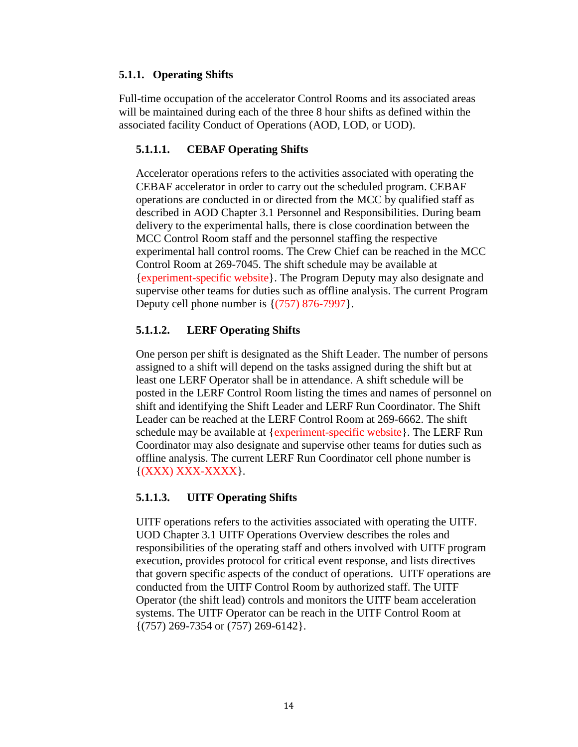### 5.1.1. Operating Shifts

Full-time occupation of the accelerator Control Rooms and its associated areas will be maintained during each of the three 8 hour shifts as defined within the associated facility Conduct of Operations (AOD, LOD, or UOD).

#### 5.1.1.1. CEBAF Operating Shifts

Accelerator operations refers to the activities associated with operating the CEBAF accelerator in order to carry out the scheduled program. CEBAF operations are conducted in or directed from the MCC by qualified staff as described in AOD Chapter 3.1 Personnel and Responsibilities. During beam delivery to the experimental halls, there is close coordination between the MCC Control Room staff and the personnel staffing the respective experimental hall control rooms. The Crew Chief can be reached in the MCC Control Room at 269-7045. The shift schedule may be available at {experiment-specific website}. The Program Deputy may also designate and supervise other teams for duties such as offline analysis. The current Program Deputy cell phone number is {(757) 876-7997}.

#### 5.1.1.2. LERF Operating Shifts

One person per shift is designated as the Shift Leader. The number of persons assigned to a shift will depend on the tasks assigned during the shift but at least one LERF Operator shall be in attendance. A shift schedule will be posted in the LERF Control Room listing the times and names of personnel on shift and identifying the Shift Leader and LERF Run Coordinator. The Shift Leader can be reached at the LERF Control Room at 269-6662. The shift schedule may be available at {experiment-specific website}. The LERF Run Coordinator may also designate and supervise other teams for duties such as offline analysis. The current LERF Run Coordinator cell phone number is {(XXX) XXX-XXXX}.

#### 5.1.1.3. UITF Operating Shifts

UITF operations refers to the activities associated with operating the UITF. UOD Chapter 3.1 UITF Operations Overview describes the roles and responsibilities of the operating staff and others involved with UITF program execution, provides protocol for critical event response, and lists directives that govern specific aspects of the conduct of operations. UITF operations are conducted from the UITF Control Room by authorized staff. The UITF Operator (the shift lead) controls and monitors the UITF beam acceleration systems. The UITF Operator can be reach in the UITF Control Room at {(757) 269-7354 or (757) 269-6142}.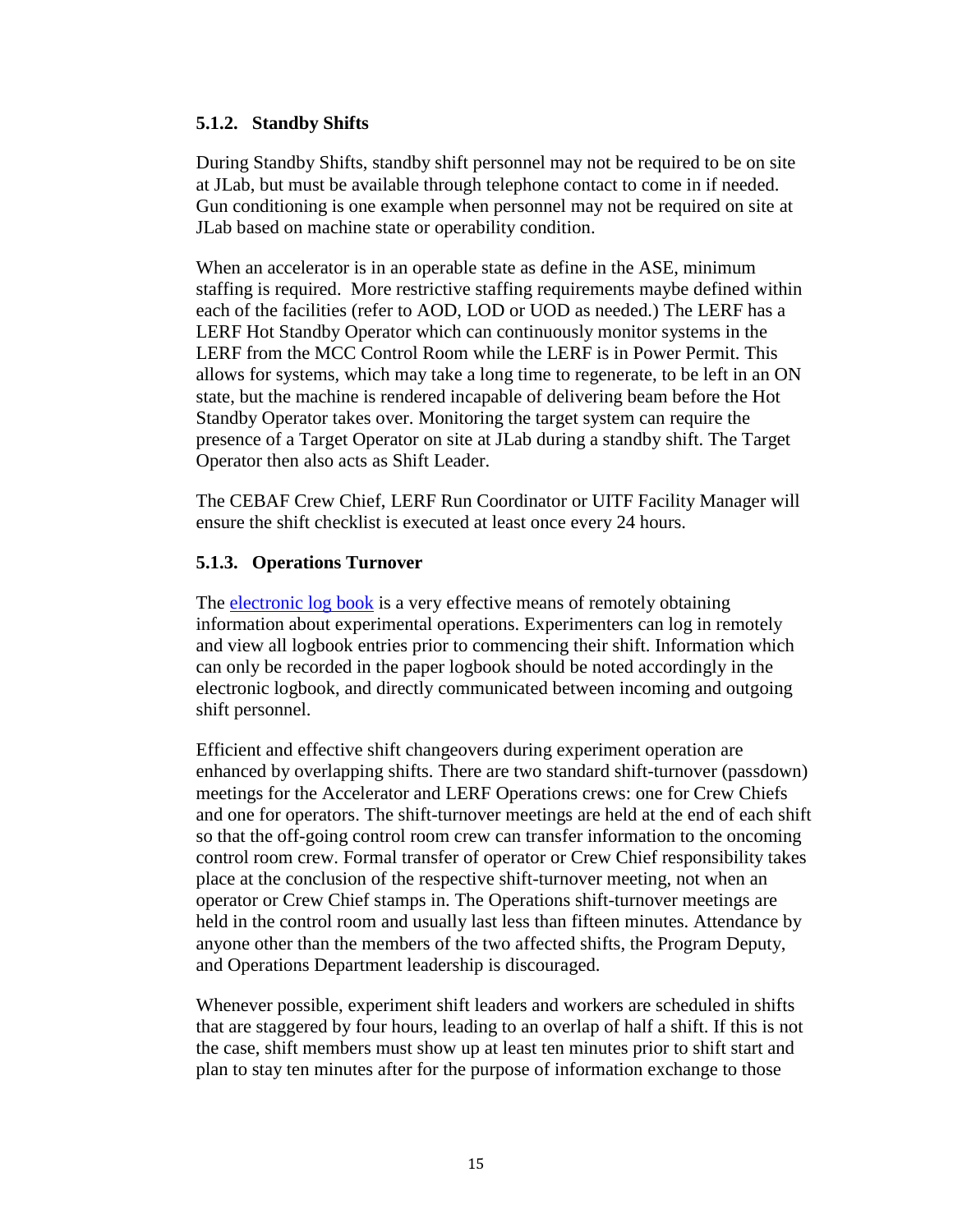### 5.1.2. Standby Shifts

During Standby Shifts, standby shift personnel may not be required to be on site at JLab, but must be available through telephone contact to come in if needed. Gun conditioning is one example when personnel may not be required on site at JLab based on machine state or operability condition.

When an accelerator is in an operable state as define in the ASE, minimum staffing is required. More restrictive staffing requirements maybe defined within each of the facilities (refer to AOD, LOD or UOD as needed.) The LERF has a LERF Hot Standby Operator which can continuously monitor systems in the LERF from the MCC Control Room while the LERF is in Power Permit. This allows for systems, which may take a long time to regenerate, to be left in an ON state, but the machine is rendered incapable of delivering beam before the Hot Standby Operator takes over. Monitoring the target system can require the presence of a Target Operator on site at JLab during a standby shift. The Target Operator then also acts as Shift Leader.

The CEBAF Crew Chief, LERF Run Coordinator or UITF Facility Manager will ensure the shift checklist is executed at least once every 24 hours.

### 5.1.3. Operations Turnover

The electronic log book is a very effective means of remotely obtaining information about experimental operations. Experimenters can log in remotely and view all logbook entries prior to commencing their shift. Information which can only be recorded in the paper logbook should be noted accordingly in the electronic logbook, and directly communicated between incoming and outgoing shift personnel.

Efficient and effective shift changeovers during experiment operation are enhanced by overlapping shifts. There are two standard shift-turnover (passdown) meetings for the Accelerator and LERF Operations crews: one for Crew Chiefs and one for operators. The shift-turnover meetings are held at the end of each shift so that the off-going control room crew can transfer information to the oncoming control room crew. Formal transfer of operator or Crew Chief responsibility takes place at the conclusion of the respective shift-turnover meeting, not when an operator or Crew Chief stamps in. The Operations shift-turnover meetings are held in the control room and usually last less than fifteen minutes. Attendance by anyone other than the members of the two affected shifts, the Program Deputy, and Operations Department leadership is discouraged.

Whenever possible, experiment shift leaders and workers are scheduled in shifts that are staggered by four hours, leading to an overlap of half a shift. If this is not the case, shift members must show up at least ten minutes prior to shift start and plan to stay ten minutes after for the purpose of information exchange to those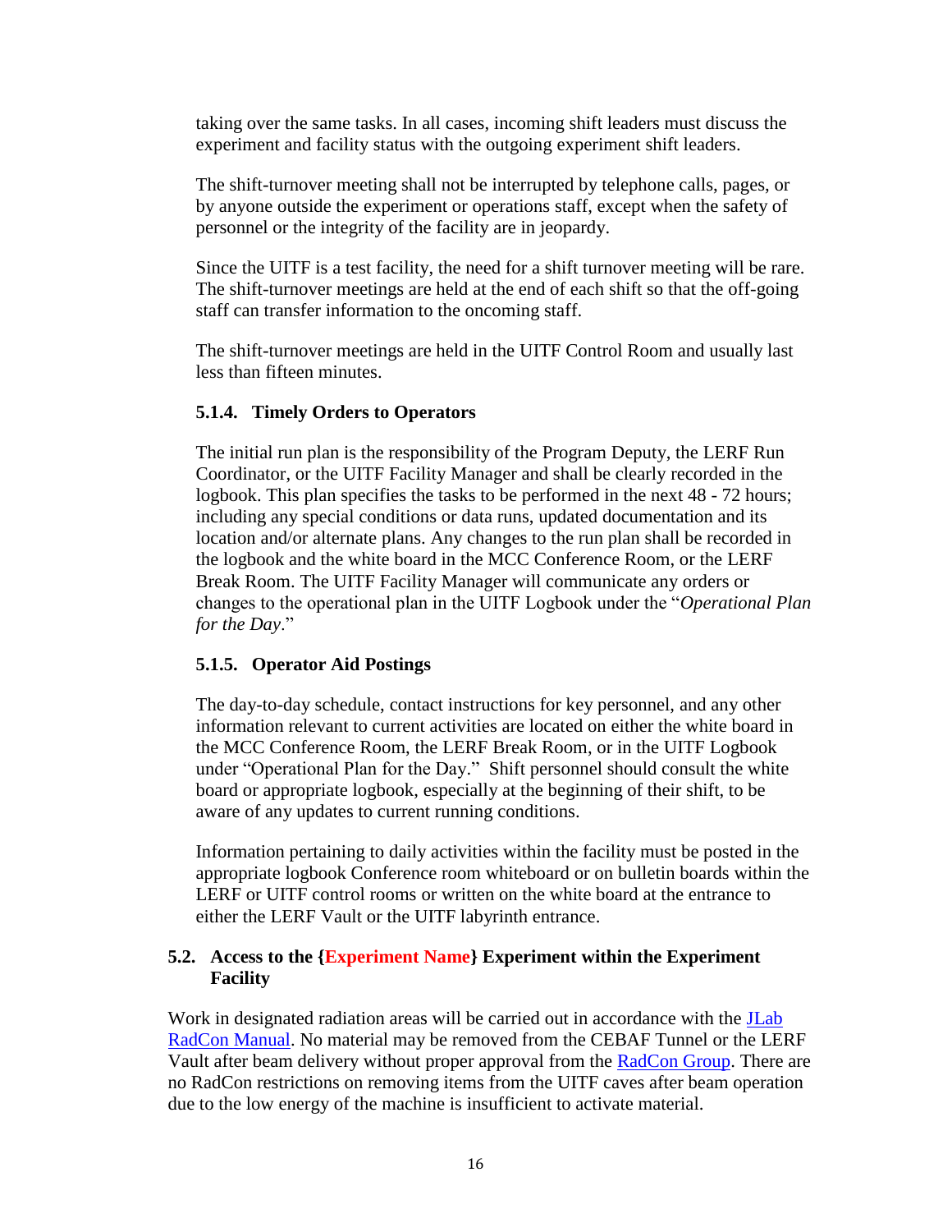taking over the same tasks. In all cases, incoming shift leaders must discuss the experiment and facility status with the outgoing experiment shift leaders.

The shift-turnover meeting shall not be interrupted by telephone calls, pages, or by anyone outside the experiment or operations staff, except when the safety of personnel or the integrity of the facility are in jeopardy.

Since the UITF is a test facility, the need for a shift turnover meeting will be rare. The shift-turnover meetings are held at the end of each shift so that the off-going staff can transfer information to the oncoming staff.

The shift-turnover meetings are held in the UITF Control Room and usually last less than fifteen minutes.

#### 5.1.4. Timely Orders to Operators

The initial run plan is the responsibility of the Program Deputy, the LERF Run Coordinator, or the UITF Facility Manager and shall be clearly recorded in the logbook. This plan specifies the tasks to be performed in the next 48 - 72 hours; including any special conditions or data runs, updated documentation and its location and/or alternate plans. Any changes to the run plan shall be recorded in the logbook and the white board in the MCC Conference Room, or the LERF Break Room. The UITF Facility Manager will communicate any orders or changes to the operational plan in the UITF Logbook under the "*Operational Plan for the Day*."

#### 5.1.5. Operator Aid Postings

The day-to-day schedule, contact instructions for key personnel, and any other information relevant to current activities are located on either the white board in the MCC Conference Room, the LERF Break Room, or in the UITF Logbook under "Operational Plan for the Day." Shift personnel should consult the white board or appropriate logbook, especially at the beginning of their shift, to be aware of any updates to current running conditions.

Information pertaining to daily activities within the facility must be posted in the appropriate logbook Conference room whiteboard or on bulletin boards within the LERF or UITF control rooms or written on the white board at the entrance to either the LERF Vault or the UITF labyrinth entrance.

### 5.2. Access to the {Experiment Name} Experiment within the Experiment Facility

Work in designated radiation areas will be carried out in accordance with the JLab RadCon Manual. No material may be removed from the CEBAF Tunnel or the LERF Vault after beam delivery without proper approval from the RadCon Group. There are no RadCon restrictions on removing items from the UITF caves after beam operation due to the low energy of the machine is insufficient to activate material.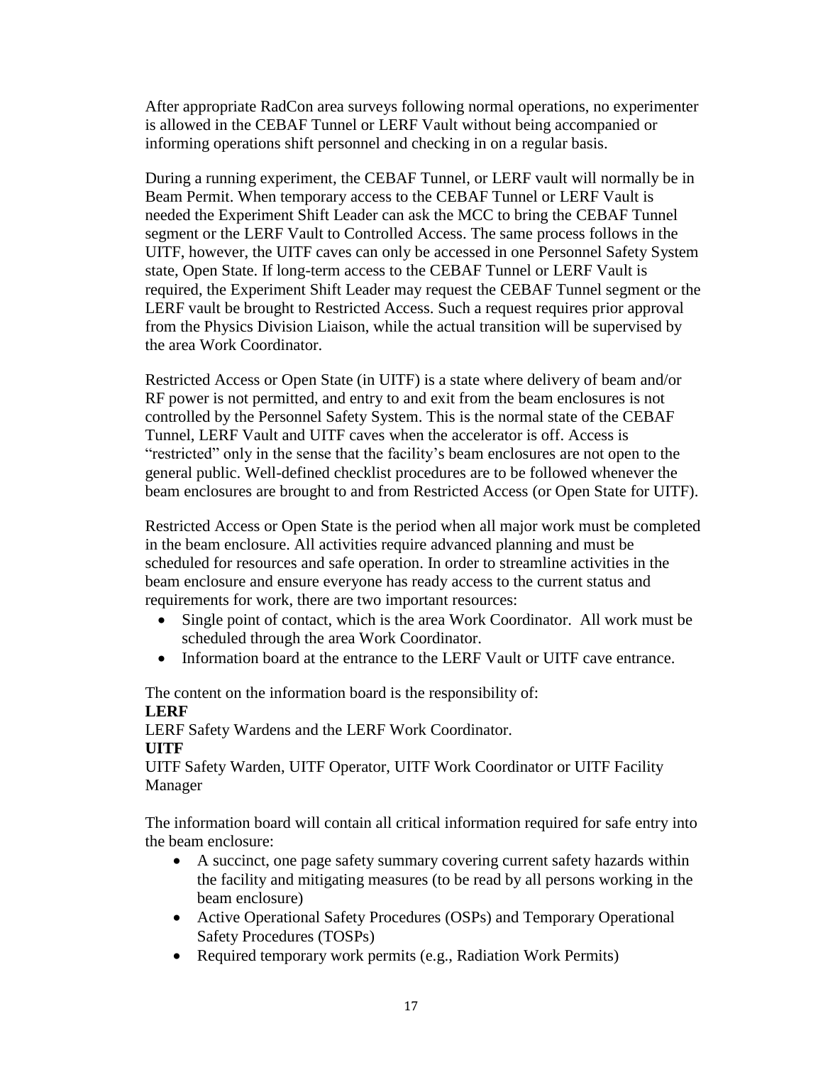After appropriate RadCon area surveys following normal operations, no experimenter is allowed in the CEBAF Tunnel or LERF Vault without being accompanied or informing operations shift personnel and checking in on a regular basis.

During a running experiment, the CEBAF Tunnel, or LERF vault will normally be in Beam Permit. When temporary access to the CEBAF Tunnel or LERF Vault is needed the Experiment Shift Leader can ask the MCC to bring the CEBAF Tunnel segment or the LERF Vault to Controlled Access. The same process follows in the UITF, however, the UITF caves can only be accessed in one Personnel Safety System state, Open State. If long-term access to the CEBAF Tunnel or LERF Vault is required, the Experiment Shift Leader may request the CEBAF Tunnel segment or the LERF vault be brought to Restricted Access. Such a request requires prior approval from the Physics Division Liaison, while the actual transition will be supervised by the area Work Coordinator.

Restricted Access or Open State (in UITF) is a state where delivery of beam and/or RF power is not permitted, and entry to and exit from the beam enclosures is not controlled by the Personnel Safety System. This is the normal state of the CEBAF Tunnel, LERF Vault and UITF caves when the accelerator is off. Access is "restricted" only in the sense that the facility's beam enclosures are not open to the general public. Well-defined checklist procedures are to be followed whenever the beam enclosures are brought to and from Restricted Access (or Open State for UITF).

Restricted Access or Open State is the period when all major work must be completed in the beam enclosure. All activities require advanced planning and must be scheduled for resources and safe operation. In order to streamline activities in the beam enclosure and ensure everyone has ready access to the current status and requirements for work, there are two important resources:

- Single point of contact, which is the area Work Coordinator. All work must be scheduled through the area Work Coordinator.
- Information board at the entrance to the LERF Vault or UITF cave entrance.

The content on the information board is the responsibility of:

**LERF**

LERF Safety Wardens and the LERF Work Coordinator.

**UITF**

UITF Safety Warden, UITF Operator, UITF Work Coordinator or UITF Facility Manager

The information board will contain all critical information required for safe entry into the beam enclosure:

- A succinct, one page safety summary covering current safety hazards within the facility and mitigating measures (to be read by all persons working in the beam enclosure)
- Active Operational Safety Procedures (OSPs) and Temporary Operational Safety Procedures (TOSPs)
- Required temporary work permits (e.g., Radiation Work Permits)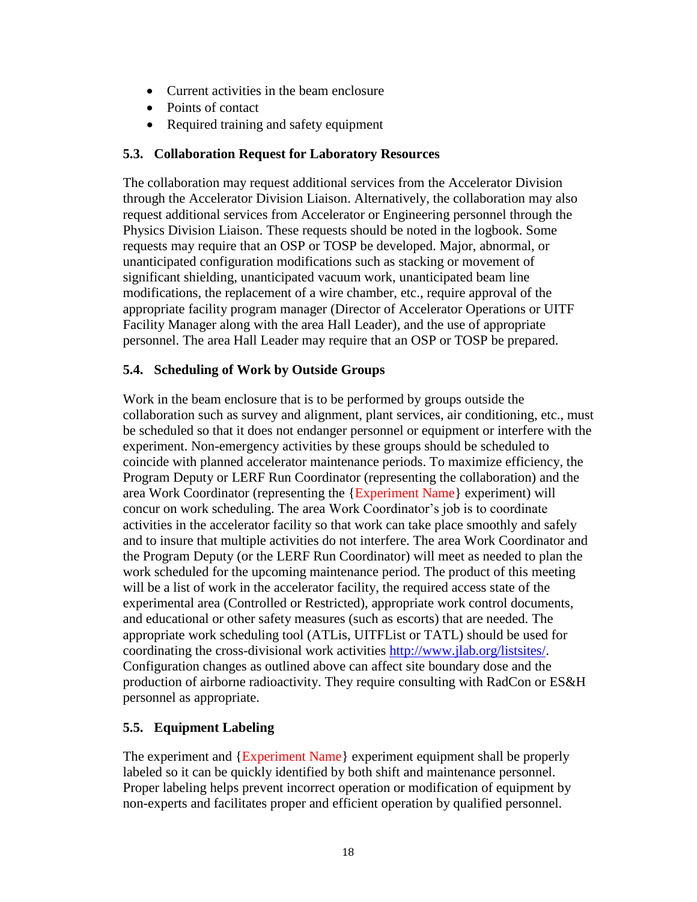- Current activities in the beam enclosure
- Points of contact
- Required training and safety equipment

### 5.3. Collaboration Request for Laboratory Resources

The collaboration may request additional services from the Accelerator Division through the Accelerator Division Liaison. Alternatively, the collaboration may also request additional services from Accelerator or Engineering personnel through the Physics Division Liaison. These requests should be noted in the logbook. Some requests may require that an OSP or TOSP be developed. Major, abnormal, or unanticipated configuration modifications such as stacking or movement of significant shielding, unanticipated vacuum work, unanticipated beam line modifications, the replacement of a wire chamber, etc., require approval of the appropriate facility program manager (Director of Accelerator Operations or UITF Facility Manager along with the area Hall Leader), and the use of appropriate personnel. The area Hall Leader may require that an OSP or TOSP be prepared.

### 5.4. Scheduling of Work by Outside Groups

Work in the beam enclosure that is to be performed by groups outside the collaboration such as survey and alignment, plant services, air conditioning, etc., must be scheduled so that it does not endanger personnel or equipment or interfere with the experiment. Non-emergency activities by these groups should be scheduled to coincide with planned accelerator maintenance periods. To maximize efficiency, the Program Deputy or LERF Run Coordinator (representing the collaboration) and the area Work Coordinator (representing the {Experiment Name} experiment) will concur on work scheduling. The area Work Coordinator's job is to coordinate activities in the accelerator facility so that work can take place smoothly and safely and to insure that multiple activities do not interfere. The area Work Coordinator and the Program Deputy (or the LERF Run Coordinator) will meet as needed to plan the work scheduled for the upcoming maintenance period. The product of this meeting will be a list of work in the accelerator facility, the required access state of the experimental area (Controlled or Restricted), appropriate work control documents, and educational or other safety measures (such as escorts) that are needed. The appropriate work scheduling tool (ATLis, UITFList or TATL) should be used for coordinating the cross-divisional work activities http://www.jlab.org/listsites/. Configuration changes as outlined above can affect site boundary dose and the production of airborne radioactivity. They require consulting with RadCon or ES&H personnel as appropriate.

### 5.5. Equipment Labeling

The experiment and {Experiment Name} experiment equipment shall be properly labeled so it can be quickly identified by both shift and maintenance personnel. Proper labeling helps prevent incorrect operation or modification of equipment by non-experts and facilitates proper and efficient operation by qualified personnel.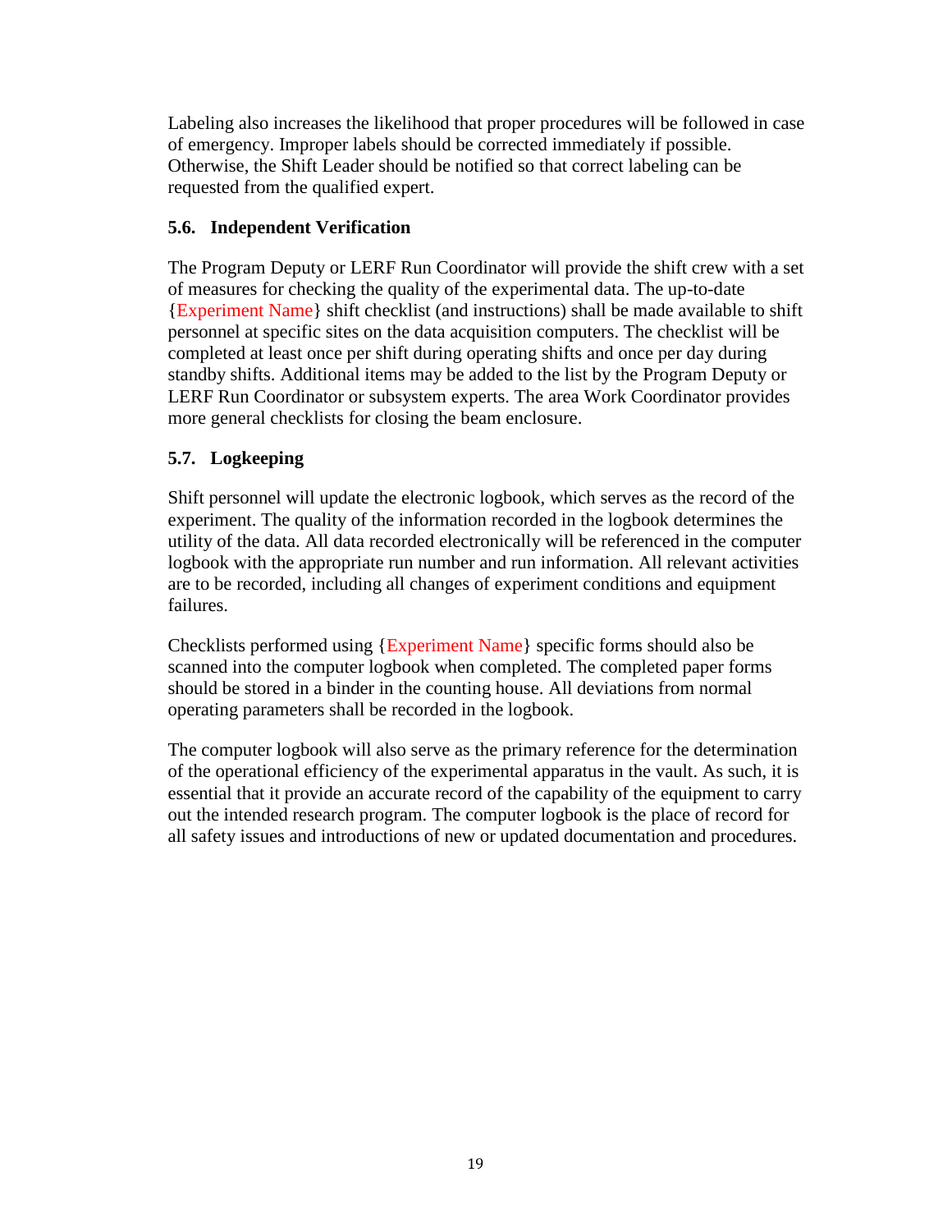Labeling also increases the likelihood that proper procedures will be followed in case of emergency. Improper labels should be corrected immediately if possible. Otherwise, the Shift Leader should be notified so that correct labeling can be requested from the qualified expert.

### 5.6. Independent Verification

The Program Deputy or LERF Run Coordinator will provide the shift crew with a set of measures for checking the quality of the experimental data. The up-to-date {Experiment Name} shift checklist (and instructions) shall be made available to shift personnel at specific sites on the data acquisition computers. The checklist will be completed at least once per shift during operating shifts and once per day during standby shifts. Additional items may be added to the list by the Program Deputy or LERF Run Coordinator or subsystem experts. The area Work Coordinator provides more general checklists for closing the beam enclosure.

### 5.7. Logkeeping

Shift personnel will update the electronic logbook, which serves as the record of the experiment. The quality of the information recorded in the logbook determines the utility of the data. All data recorded electronically will be referenced in the computer logbook with the appropriate run number and run information. All relevant activities are to be recorded, including all changes of experiment conditions and equipment failures.

Checklists performed using {Experiment Name} specific forms should also be scanned into the computer logbook when completed. The completed paper forms should be stored in a binder in the counting house. All deviations from normal operating parameters shall be recorded in the logbook.

The computer logbook will also serve as the primary reference for the determination of the operational efficiency of the experimental apparatus in the vault. As such, it is essential that it provide an accurate record of the capability of the equipment to carry out the intended research program. The computer logbook is the place of record for all safety issues and introductions of new or updated documentation and procedures.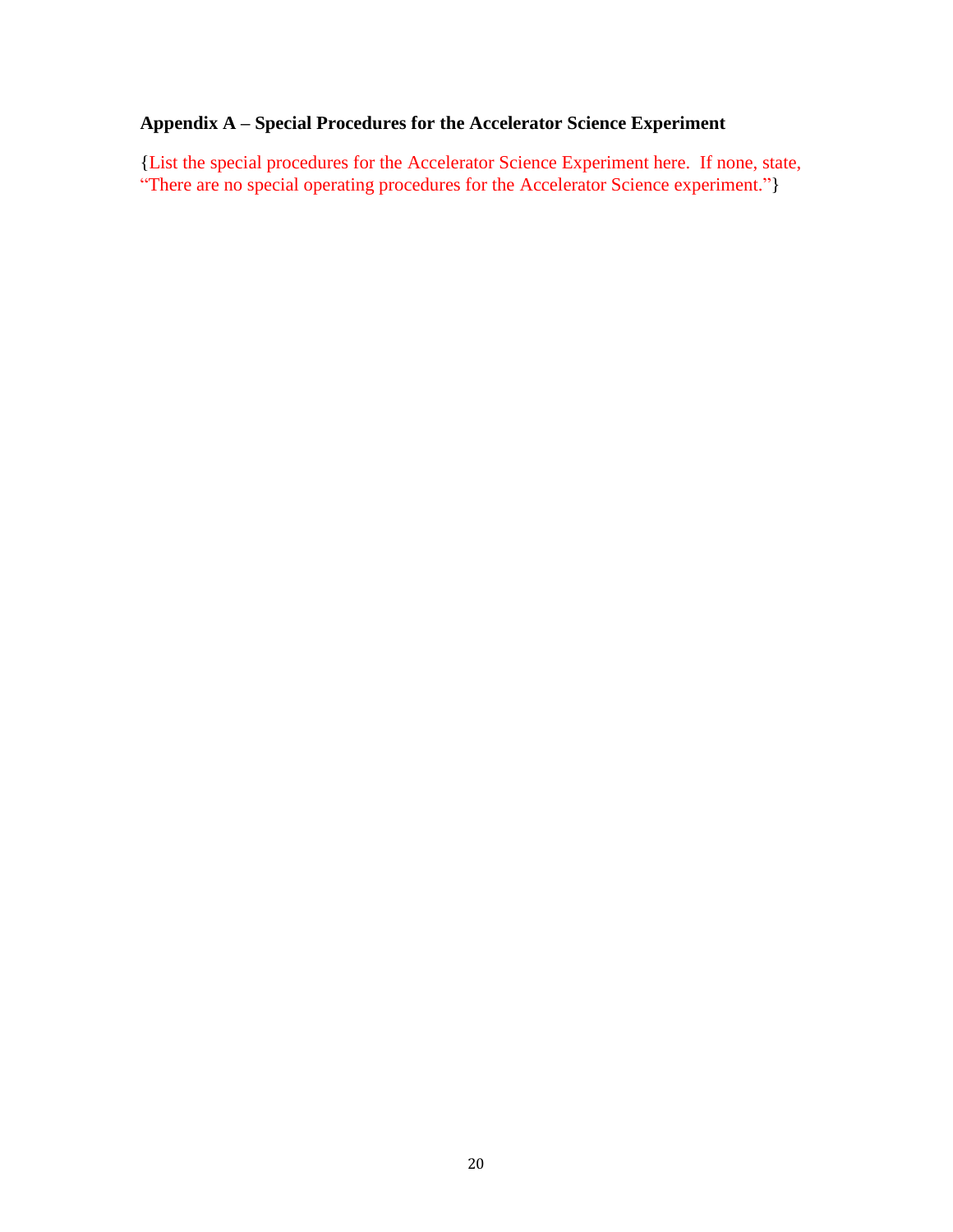**Appendix A – Special Procedures for the Accelerator Science Experiment**

{List the special procedures for the Accelerator Science Experiment here. If none, state, "There are no special operating procedures for the Accelerator Science experiment."}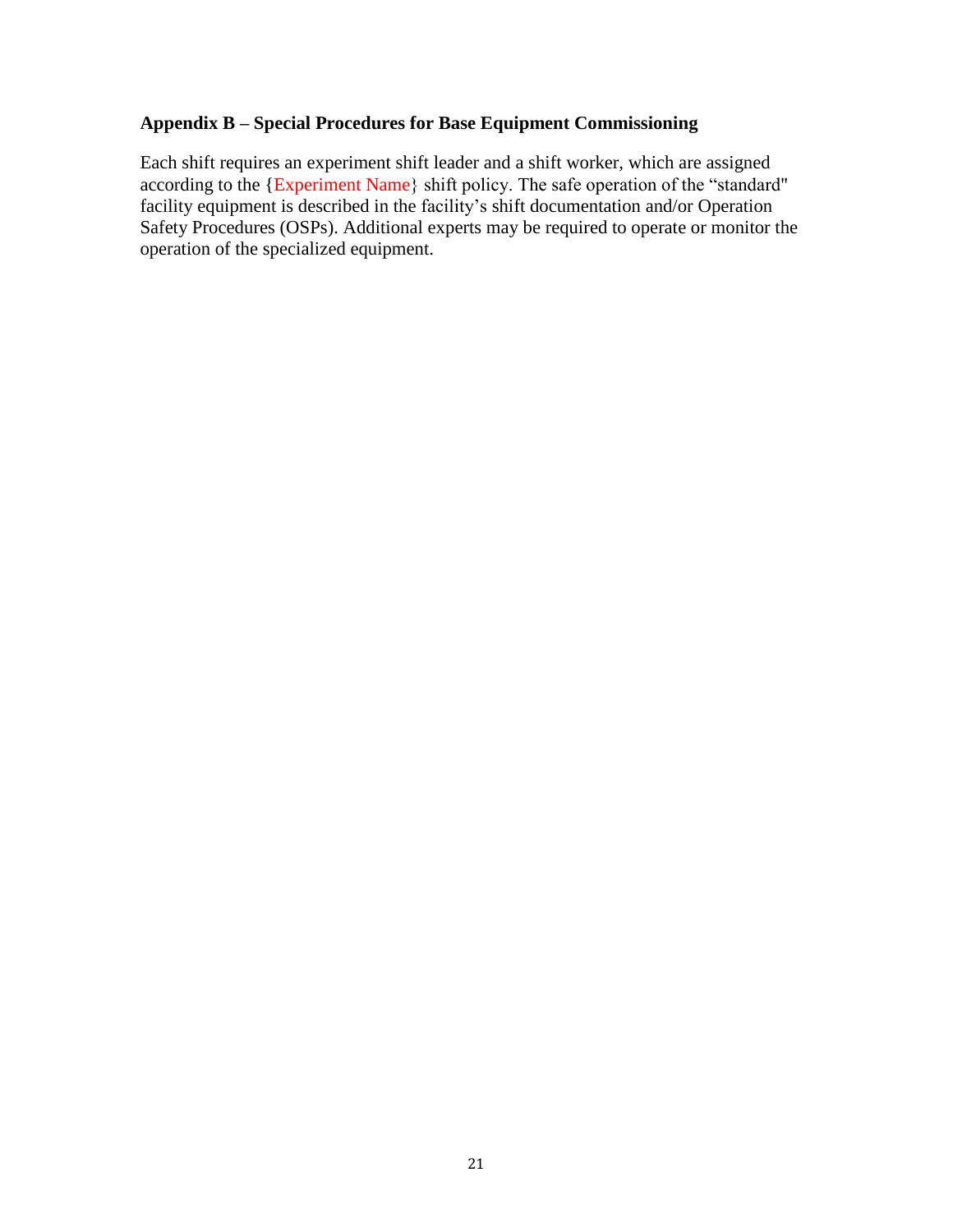## Appendix B – Special Procedures for Base Equipment Commissioning

Each shift requires an experiment shift leader and a shift worker, which are assigned according to the {Experiment Name} shift policy. The safe operation of the "standard" facility equipment is described in the facility's shift documentation and/or Operation Safety Procedures (OSPs). Additional experts may be required to operate or monitor the operation of the specialized equipment.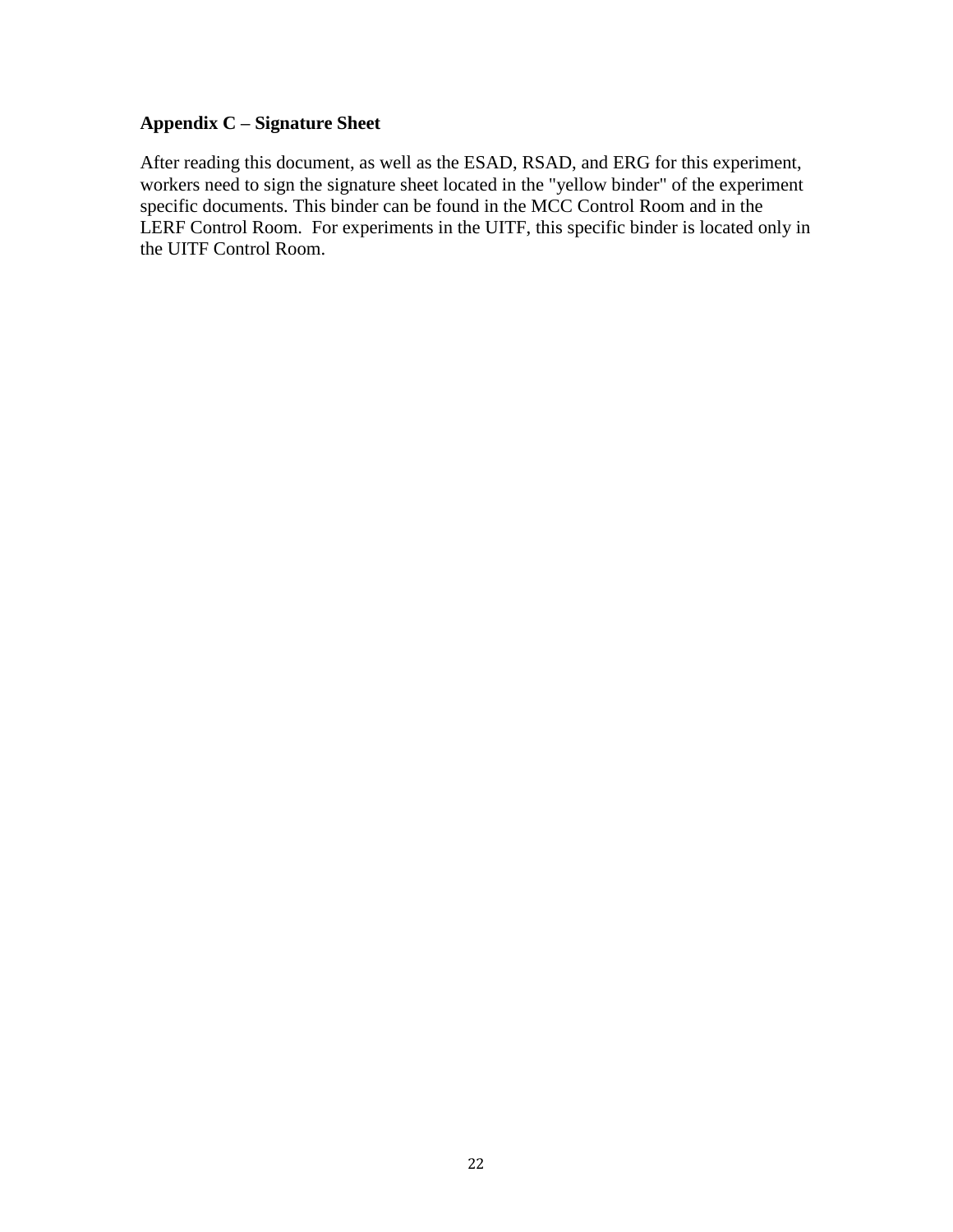**Appendix C – Signature Sheet**

After reading this document, as well as the ESAD, RSAD, and ERG for this experiment, workers need to sign the signature sheet located in the "yellow binder" of the experiment specific documents. This binder can be found in the MCC Control Room and in the LERF Control Room. For experiments in the UITF, this specific binder is located only in the UITF Control Room.